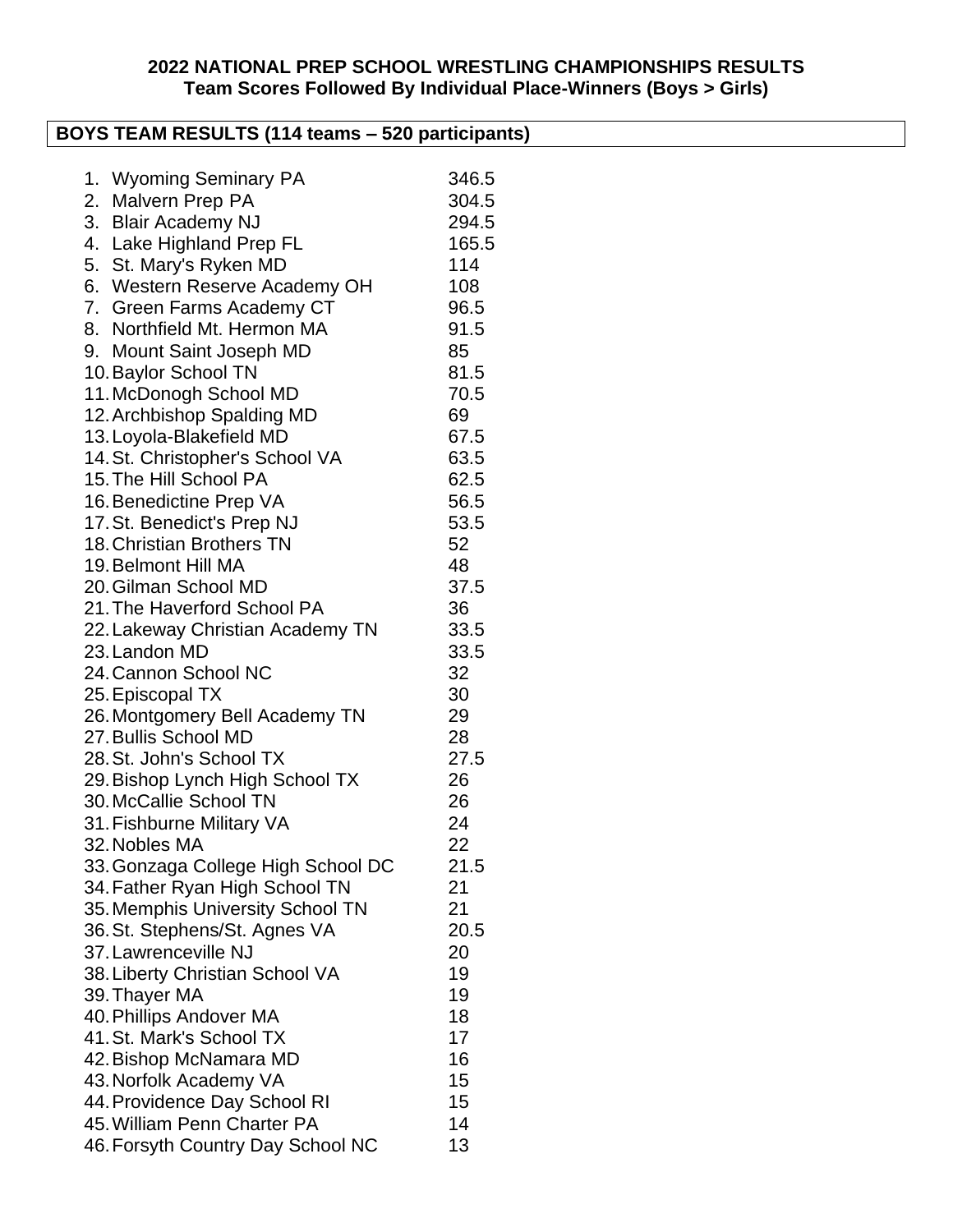**2022 NATIONAL PREP SCHOOL WRESTLING CHAMPIONSHIPS RESULTS**
**Team Scores Followed By Individual Place-Winners (Boys > Girls)**

## BOYS TEAM RESULTS (114 teams – 520 participants)

1. Wyoming Seminary PA 346.5
2. Malvern Prep PA 304.5
3. Blair Academy NJ 294.5
4. Lake Highland Prep FL 165.5
5. St. Mary's Ryken MD 114
6. Western Reserve Academy OH 108
7. Green Farms Academy CT 96.5
8. Northfield Mt. Hermon MA 91.5
9. Mount Saint Joseph MD 85
10. Baylor School TN 81.5
11. McDonogh School MD 70.5
12. Archbishop Spalding MD 69
13. Loyola-Blakefield MD 67.5
14. St. Christopher's School VA 63.5
15. The Hill School PA 62.5
16. Benedictine Prep VA 56.5
17. St. Benedict's Prep NJ 53.5
18. Christian Brothers TN 52
19. Belmont Hill MA 48
20. Gilman School MD 37.5
21. The Haverford School PA 36
22. Lakeway Christian Academy TN 33.5
23. Landon MD 33.5
24. Cannon School NC 32
25. Episcopal TX 30
26. Montgomery Bell Academy TN 29
27. Bullis School MD 28
28. St. John's School TX 27.5
29. Bishop Lynch High School TX 26
30. McCallie School TN 26
31. Fishburne Military VA 24
32. Nobles MA 22
33. Gonzaga College High School DC 21.5
34. Father Ryan High School TN 21
35. Memphis University School TN 21
36. St. Stephens/St. Agnes VA 20.5
37. Lawrenceville NJ 20
38. Liberty Christian School VA 19
39. Thayer MA 19
40. Phillips Andover MA 18
41. St. Mark's School TX 17
42. Bishop McNamara MD 16
43. Norfolk Academy VA 15
44. Providence Day School RI 15
45. William Penn Charter PA 14
46. Forsyth Country Day School NC 13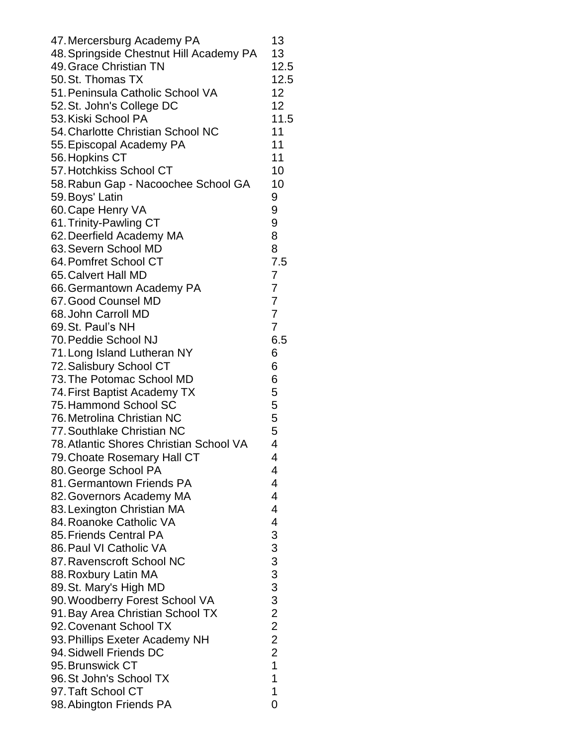47. Mercersburg Academy PA 13
48. Springside Chestnut Hill Academy PA 13
49. Grace Christian TN 12.5
50. St. Thomas TX 12.5
51. Peninsula Catholic School VA 12
52. St. John's College DC 12
53. Kiski School PA 11.5
54. Charlotte Christian School NC 11
55. Episcopal Academy PA 11
56. Hopkins CT 11
57. Hotchkiss School CT 10
58. Rabun Gap - Nacoochee School GA 10
59. Boys' Latin 9
60. Cape Henry VA 9
61. Trinity-Pawling CT 9
62. Deerfield Academy MA 8
63. Severn School MD 8
64. Pomfret School CT 7.5
65. Calvert Hall MD 7
66. Germantown Academy PA 7
67. Good Counsel MD 7
68. John Carroll MD 7
69. St. Paul's NH 7
70. Peddie School NJ 6.5
71. Long Island Lutheran NY 6
72. Salisbury School CT 6
73. The Potomac School MD 6
74. First Baptist Academy TX 5
75. Hammond School SC 5
76. Metrolina Christian NC 5
77. Southlake Christian NC 5
78. Atlantic Shores Christian School VA 4
79. Choate Rosemary Hall CT 4
80. George School PA 4
81. Germantown Friends PA 4
82. Governors Academy MA 4
83. Lexington Christian MA 4
84. Roanoke Catholic VA 4
85. Friends Central PA 3
86. Paul VI Catholic VA 3
87. Ravenscroft School NC 3
88. Roxbury Latin MA 3
89. St. Mary's High MD 3
90. Woodberry Forest School VA 3
91. Bay Area Christian School TX 2
92. Covenant School TX 2
93. Phillips Exeter Academy NH 2
94. Sidwell Friends DC 2
95. Brunswick CT 1
96. St John's School TX 1
97. Taft School CT 1
98. Abington Friends PA 0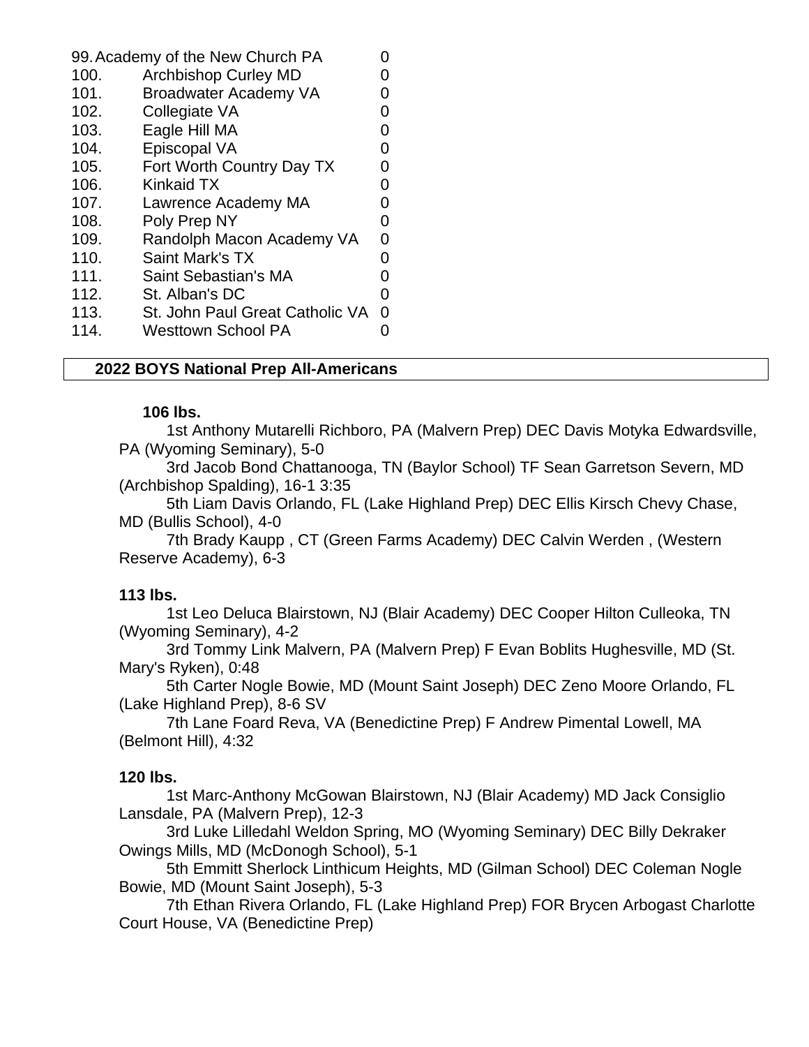| Rank | School | Points |
|---|---|---|
| 99. | Academy of the New Church PA | 0 |
| 100. | Archbishop Curley MD | 0 |
| 101. | Broadwater Academy VA | 0 |
| 102. | Collegiate VA | 0 |
| 103. | Eagle Hill MA | 0 |
| 104. | Episcopal VA | 0 |
| 105. | Fort Worth Country Day TX | 0 |
| 106. | Kinkaid TX | 0 |
| 107. | Lawrence Academy MA | 0 |
| 108. | Poly Prep NY | 0 |
| 109. | Randolph Macon Academy VA | 0 |
| 110. | Saint Mark's TX | 0 |
| 111. | Saint Sebastian's MA | 0 |
| 112. | St. Alban's DC | 0 |
| 113. | St. John Paul Great Catholic VA | 0 |
| 114. | Westtown School PA | 0 |

**2022 BOYS National Prep All-Americans**

**106 lbs.**

1st Anthony Mutarelli Richboro, PA (Malvern Prep) DEC Davis Motyka Edwardsville, PA (Wyoming Seminary), 5-0

3rd Jacob Bond Chattanooga, TN (Baylor School) TF Sean Garretson Severn, MD (Archbishop Spalding), 16-1 3:35

5th Liam Davis Orlando, FL (Lake Highland Prep) DEC Ellis Kirsch Chevy Chase, MD (Bullis School), 4-0

7th Brady Kaupp , CT (Green Farms Academy) DEC Calvin Werden , (Western Reserve Academy), 6-3

**113 lbs.**

1st Leo Deluca Blairstown, NJ (Blair Academy) DEC Cooper Hilton Culleoka, TN (Wyoming Seminary), 4-2

3rd Tommy Link Malvern, PA (Malvern Prep) F Evan Boblits Hughesville, MD (St. Mary's Ryken), 0:48

5th Carter Nogle Bowie, MD (Mount Saint Joseph) DEC Zeno Moore Orlando, FL (Lake Highland Prep), 8-6 SV

7th Lane Foard Reva, VA (Benedictine Prep) F Andrew Pimental Lowell, MA (Belmont Hill), 4:32

**120 lbs.**

1st Marc-Anthony McGowan Blairstown, NJ (Blair Academy) MD Jack Consiglio Lansdale, PA (Malvern Prep), 12-3

3rd Luke Lilledahl Weldon Spring, MO (Wyoming Seminary) DEC Billy Dekraker Owings Mills, MD (McDonogh School), 5-1

5th Emmitt Sherlock Linthicum Heights, MD (Gilman School) DEC Coleman Nogle Bowie, MD (Mount Saint Joseph), 5-3

7th Ethan Rivera Orlando, FL (Lake Highland Prep) FOR Brycen Arbogast Charlotte Court House, VA (Benedictine Prep)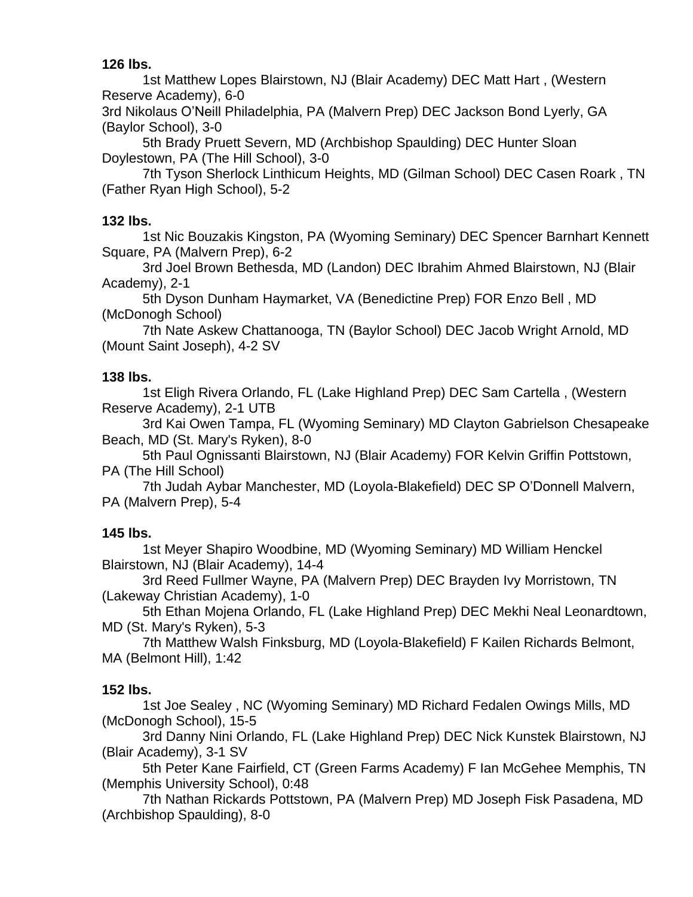**126 lbs.**

1st Matthew Lopes Blairstown, NJ (Blair Academy) DEC Matt Hart , (Western Reserve Academy), 6-0

3rd Nikolaus O'Neill Philadelphia, PA (Malvern Prep) DEC Jackson Bond Lyerly, GA (Baylor School), 3-0

5th Brady Pruett Severn, MD (Archbishop Spaulding) DEC Hunter Sloan Doylestown, PA (The Hill School), 3-0

7th Tyson Sherlock Linthicum Heights, MD (Gilman School) DEC Casen Roark , TN (Father Ryan High School), 5-2

**132 lbs.**

1st Nic Bouzakis Kingston, PA (Wyoming Seminary) DEC Spencer Barnhart Kennett Square, PA (Malvern Prep), 6-2

3rd Joel Brown Bethesda, MD (Landon) DEC Ibrahim Ahmed Blairstown, NJ (Blair Academy), 2-1

5th Dyson Dunham Haymarket, VA (Benedictine Prep) FOR Enzo Bell , MD (McDonogh School)

7th Nate Askew Chattanooga, TN (Baylor School) DEC Jacob Wright Arnold, MD (Mount Saint Joseph), 4-2 SV

**138 lbs.**

1st Eligh Rivera Orlando, FL (Lake Highland Prep) DEC Sam Cartella , (Western Reserve Academy), 2-1 UTB

3rd Kai Owen Tampa, FL (Wyoming Seminary) MD Clayton Gabrielson Chesapeake Beach, MD (St. Mary's Ryken), 8-0

5th Paul Ognissanti Blairstown, NJ (Blair Academy) FOR Kelvin Griffin Pottstown, PA (The Hill School)

7th Judah Aybar Manchester, MD (Loyola-Blakefield) DEC SP O'Donnell Malvern, PA (Malvern Prep), 5-4

**145 lbs.**

1st Meyer Shapiro Woodbine, MD (Wyoming Seminary) MD William Henckel Blairstown, NJ (Blair Academy), 14-4

3rd Reed Fullmer Wayne, PA (Malvern Prep) DEC Brayden Ivy Morristown, TN (Lakeway Christian Academy), 1-0

5th Ethan Mojena Orlando, FL (Lake Highland Prep) DEC Mekhi Neal Leonardtown, MD (St. Mary's Ryken), 5-3

7th Matthew Walsh Finksburg, MD (Loyola-Blakefield) F Kailen Richards Belmont, MA (Belmont Hill), 1:42

**152 lbs.**

1st Joe Sealey , NC (Wyoming Seminary) MD Richard Fedalen Owings Mills, MD (McDonogh School), 15-5

3rd Danny Nini Orlando, FL (Lake Highland Prep) DEC Nick Kunstek Blairstown, NJ (Blair Academy), 3-1 SV

5th Peter Kane Fairfield, CT (Green Farms Academy) F Ian McGehee Memphis, TN (Memphis University School), 0:48

7th Nathan Rickards Pottstown, PA (Malvern Prep) MD Joseph Fisk Pasadena, MD (Archbishop Spaulding), 8-0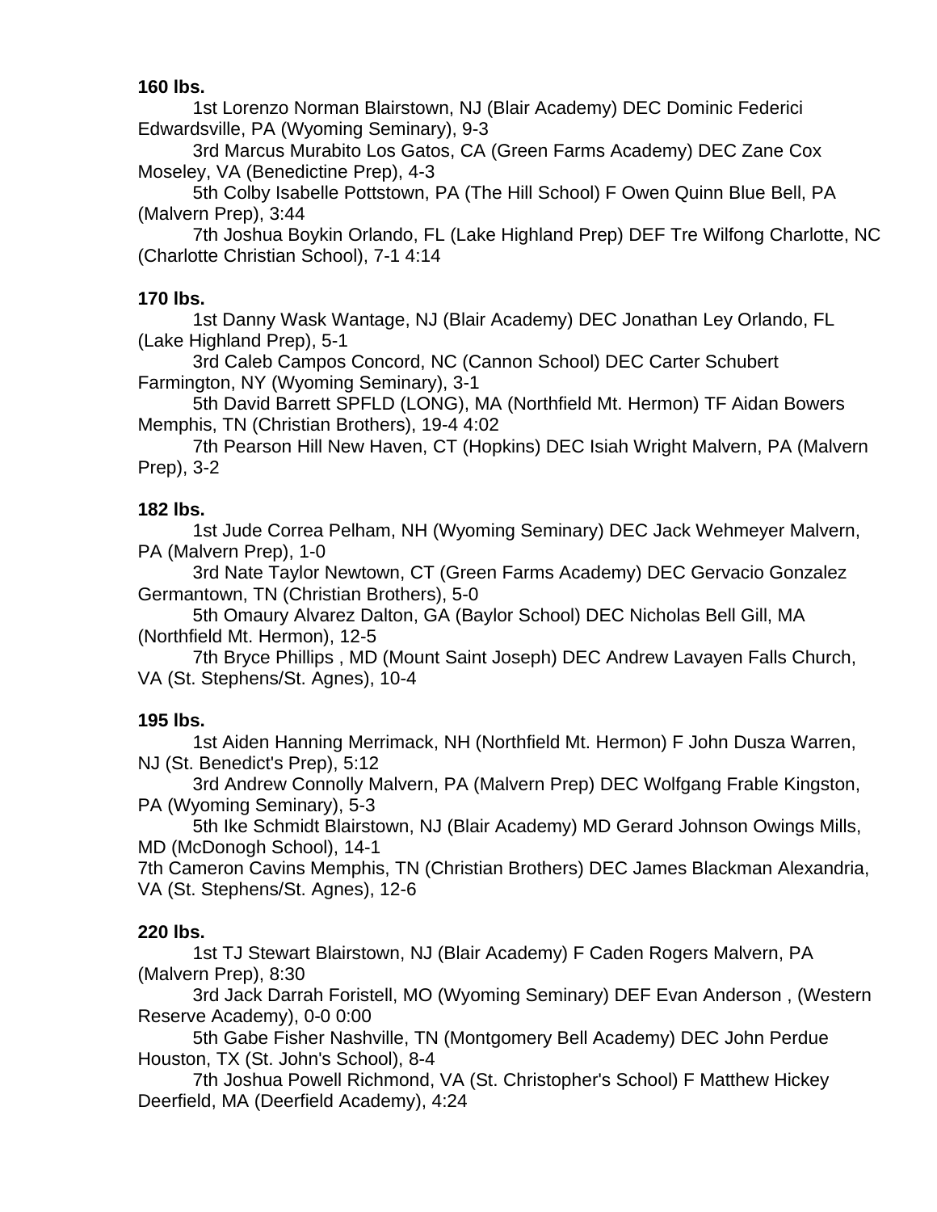**160 lbs.**

1st Lorenzo Norman Blairstown, NJ (Blair Academy) DEC Dominic Federici Edwardsville, PA (Wyoming Seminary), 9-3

3rd Marcus Murabito Los Gatos, CA (Green Farms Academy) DEC Zane Cox Moseley, VA (Benedictine Prep), 4-3

5th Colby Isabelle Pottstown, PA (The Hill School) F Owen Quinn Blue Bell, PA (Malvern Prep), 3:44

7th Joshua Boykin Orlando, FL (Lake Highland Prep) DEF Tre Wilfong Charlotte, NC (Charlotte Christian School), 7-1 4:14

**170 lbs.**

1st Danny Wask Wantage, NJ (Blair Academy) DEC Jonathan Ley Orlando, FL (Lake Highland Prep), 5-1

3rd Caleb Campos Concord, NC (Cannon School) DEC Carter Schubert Farmington, NY (Wyoming Seminary), 3-1

5th David Barrett SPFLD (LONG), MA (Northfield Mt. Hermon) TF Aidan Bowers Memphis, TN (Christian Brothers), 19-4 4:02

7th Pearson Hill New Haven, CT (Hopkins) DEC Isiah Wright Malvern, PA (Malvern Prep), 3-2

**182 lbs.**

1st Jude Correa Pelham, NH (Wyoming Seminary) DEC Jack Wehmeyer Malvern, PA (Malvern Prep), 1-0

3rd Nate Taylor Newtown, CT (Green Farms Academy) DEC Gervacio Gonzalez Germantown, TN (Christian Brothers), 5-0

5th Omaury Alvarez Dalton, GA (Baylor School) DEC Nicholas Bell Gill, MA (Northfield Mt. Hermon), 12-5

7th Bryce Phillips , MD (Mount Saint Joseph) DEC Andrew Lavayen Falls Church, VA (St. Stephens/St. Agnes), 10-4

**195 lbs.**

1st Aiden Hanning Merrimack, NH (Northfield Mt. Hermon) F John Dusza Warren, NJ (St. Benedict's Prep), 5:12

3rd Andrew Connolly Malvern, PA (Malvern Prep) DEC Wolfgang Frable Kingston, PA (Wyoming Seminary), 5-3

5th Ike Schmidt Blairstown, NJ (Blair Academy) MD Gerard Johnson Owings Mills, MD (McDonogh School), 14-1

7th Cameron Cavins Memphis, TN (Christian Brothers) DEC James Blackman Alexandria, VA (St. Stephens/St. Agnes), 12-6

**220 lbs.**

1st TJ Stewart Blairstown, NJ (Blair Academy) F Caden Rogers Malvern, PA (Malvern Prep), 8:30

3rd Jack Darrah Foristell, MO (Wyoming Seminary) DEF Evan Anderson , (Western Reserve Academy), 0-0 0:00

5th Gabe Fisher Nashville, TN (Montgomery Bell Academy) DEC John Perdue Houston, TX (St. John's School), 8-4

7th Joshua Powell Richmond, VA (St. Christopher's School) F Matthew Hickey Deerfield, MA (Deerfield Academy), 4:24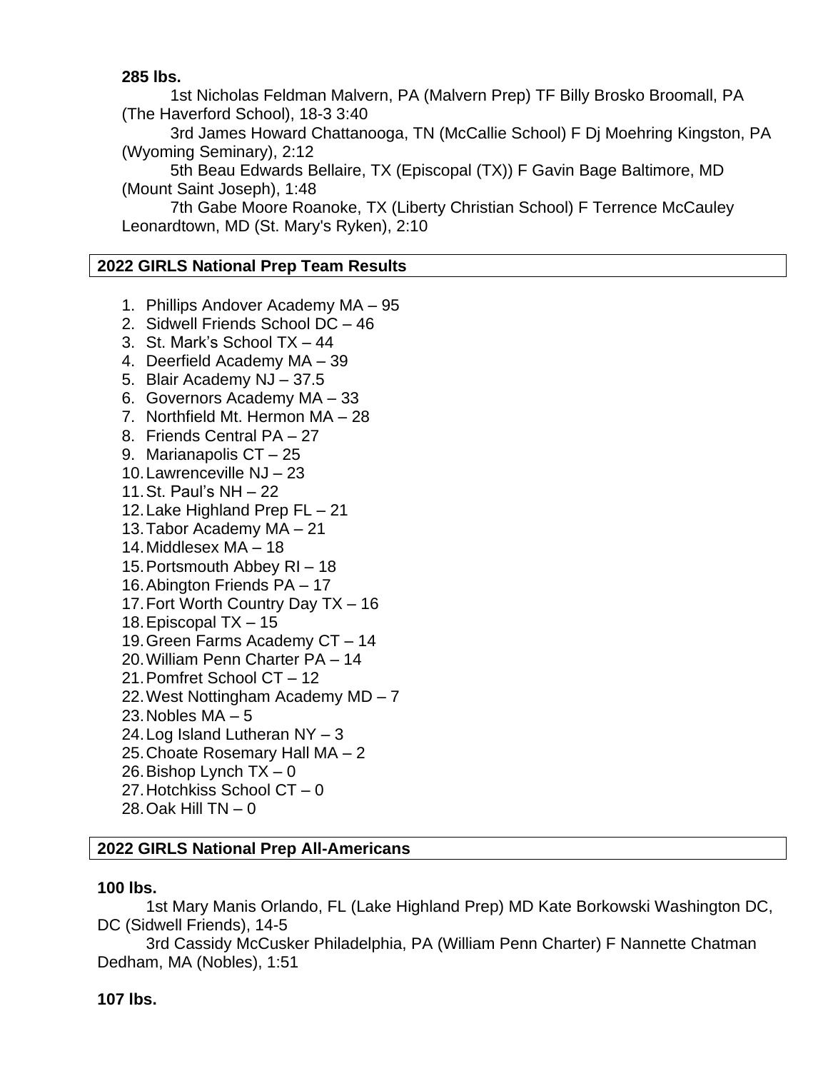**285 lbs.**

1st Nicholas Feldman Malvern, PA (Malvern Prep) TF Billy Brosko Broomall, PA (The Haverford School), 18-3 3:40

3rd James Howard Chattanooga, TN (McCallie School) F Dj Moehring Kingston, PA (Wyoming Seminary), 2:12

5th Beau Edwards Bellaire, TX (Episcopal (TX)) F Gavin Bage Baltimore, MD (Mount Saint Joseph), 1:48

7th Gabe Moore Roanoke, TX (Liberty Christian School) F Terrence McCauley Leonardtown, MD (St. Mary's Ryken), 2:10

## 2022 GIRLS National Prep Team Results

1. Phillips Andover Academy MA – 95
2. Sidwell Friends School DC – 46
3. St. Mark's School TX – 44
4. Deerfield Academy MA – 39
5. Blair Academy NJ – 37.5
6. Governors Academy MA – 33
7. Northfield Mt. Hermon MA – 28
8. Friends Central PA – 27
9. Marianapolis CT – 25
10. Lawrenceville NJ – 23
11. St. Paul's NH – 22
12. Lake Highland Prep FL – 21
13. Tabor Academy MA – 21
14. Middlesex MA – 18
15. Portsmouth Abbey RI – 18
16. Abington Friends PA – 17
17. Fort Worth Country Day TX – 16
18. Episcopal TX – 15
19. Green Farms Academy CT – 14
20. William Penn Charter PA – 14
21. Pomfret School CT – 12
22. West Nottingham Academy MD – 7
23. Nobles MA – 5
24. Log Island Lutheran NY – 3
25. Choate Rosemary Hall MA – 2
26. Bishop Lynch TX – 0
27. Hotchkiss School CT – 0
28. Oak Hill TN – 0

## 2022 GIRLS National Prep All-Americans

**100 lbs.**

1st Mary Manis Orlando, FL (Lake Highland Prep) MD Kate Borkowski Washington DC, DC (Sidwell Friends), 14-5

3rd Cassidy McCusker Philadelphia, PA (William Penn Charter) F Nannette Chatman Dedham, MA (Nobles), 1:51

**107 lbs.**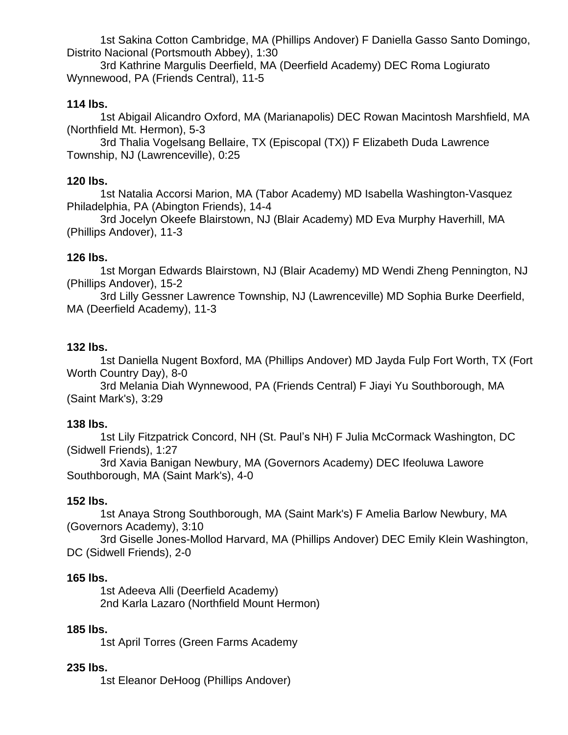1st Sakina Cotton Cambridge, MA (Phillips Andover) F Daniella Gasso Santo Domingo, Distrito Nacional (Portsmouth Abbey), 1:30

3rd Kathrine Margulis Deerfield, MA (Deerfield Academy) DEC Roma Logiurato Wynnewood, PA (Friends Central), 11-5

**114 lbs.**

1st Abigail Alicandro Oxford, MA (Marianapolis) DEC Rowan Macintosh Marshfield, MA (Northfield Mt. Hermon), 5-3

3rd Thalia Vogelsang Bellaire, TX (Episcopal (TX)) F Elizabeth Duda Lawrence Township, NJ (Lawrenceville), 0:25

**120 lbs.**

1st Natalia Accorsi Marion, MA (Tabor Academy) MD Isabella Washington-Vasquez Philadelphia, PA (Abington Friends), 14-4

3rd Jocelyn Okeefe Blairstown, NJ (Blair Academy) MD Eva Murphy Haverhill, MA (Phillips Andover), 11-3

**126 lbs.**

1st Morgan Edwards Blairstown, NJ (Blair Academy) MD Wendi Zheng Pennington, NJ (Phillips Andover), 15-2

3rd Lilly Gessner Lawrence Township, NJ (Lawrenceville) MD Sophia Burke Deerfield, MA (Deerfield Academy), 11-3

**132 lbs.**

1st Daniella Nugent Boxford, MA (Phillips Andover) MD Jayda Fulp Fort Worth, TX (Fort Worth Country Day), 8-0

3rd Melania Diah Wynnewood, PA (Friends Central) F Jiayi Yu Southborough, MA (Saint Mark's), 3:29

**138 lbs.**

1st Lily Fitzpatrick Concord, NH (St. Paul's NH) F Julia McCormack Washington, DC (Sidwell Friends), 1:27

3rd Xavia Banigan Newbury, MA (Governors Academy) DEC Ifeoluwa Lawore Southborough, MA (Saint Mark's), 4-0

**152 lbs.**

1st Anaya Strong Southborough, MA (Saint Mark's) F Amelia Barlow Newbury, MA (Governors Academy), 3:10

3rd Giselle Jones-Mollod Harvard, MA (Phillips Andover) DEC Emily Klein Washington, DC (Sidwell Friends), 2-0

**165 lbs.**

1st Adeeva Alli (Deerfield Academy)

2nd Karla Lazaro (Northfield Mount Hermon)

**185 lbs.**

1st April Torres (Green Farms Academy

**235 lbs.**

1st Eleanor DeHoog (Phillips Andover)